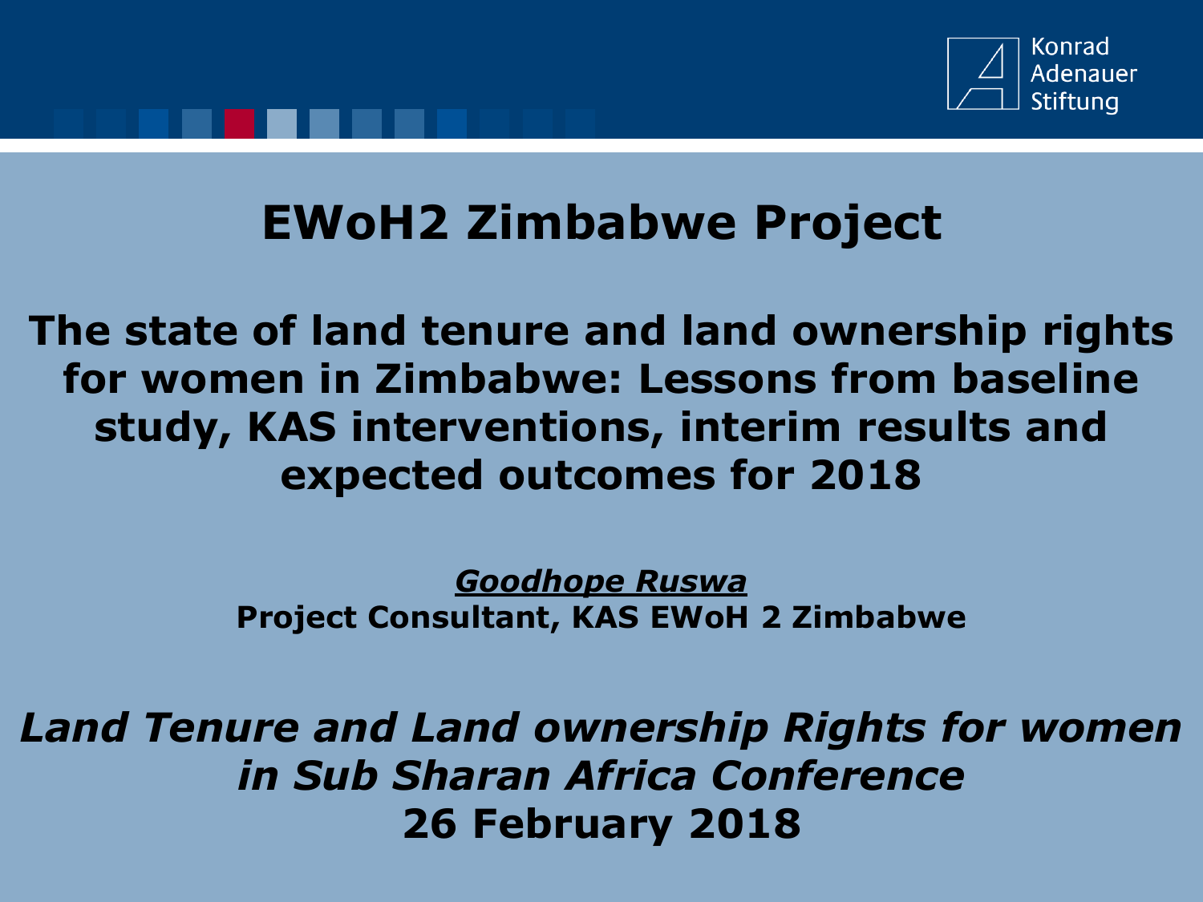Konrad Adenauer Stiftung

# EWoH2 Zimbabwe Project

## The state of land tenure and land ownership rights for women in Zimbabwe: Lessons from baseline study, KAS interventions, interim results and expected outcomes for 2018

***Goodhope Ruswa***

**Project Consultant, KAS EWoH 2 Zimbabwe**

***Land Tenure and Land ownership Rights for women in Sub Sharan Africa Conference***

**26 February 2018**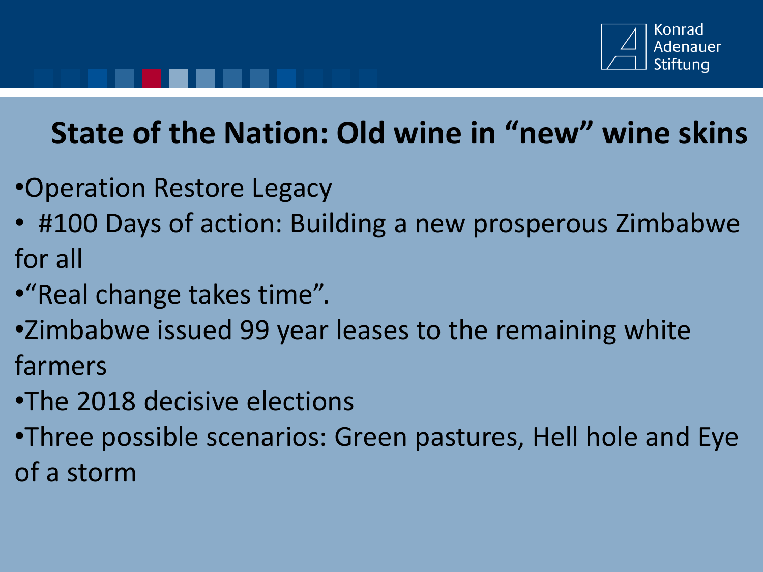# State of the Nation: Old wine in "new" wine skins

- Operation Restore Legacy
- #100 Days of action: Building a new prosperous Zimbabwe for all
- "Real change takes time".
- Zimbabwe issued 99 year leases to the remaining white farmers
- The 2018 decisive elections
- Three possible scenarios: Green pastures, Hell hole and Eye of a storm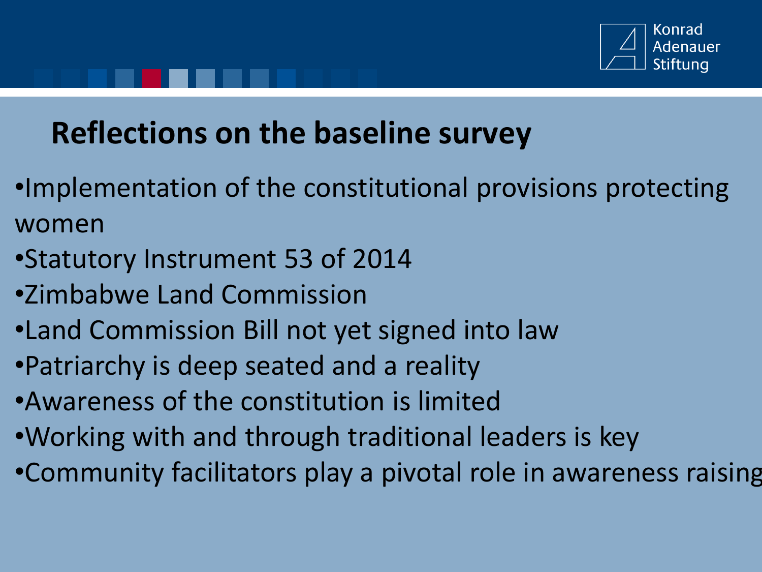## Reflections on the baseline survey

- Implementation of the constitutional provisions protecting women
- Statutory Instrument 53 of 2014
- Zimbabwe Land Commission
- Land Commission Bill not yet signed into law
- Patriarchy is deep seated and a reality
- Awareness of the constitution is limited
- Working with and through traditional leaders is key
- Community facilitators play a pivotal role in awareness raising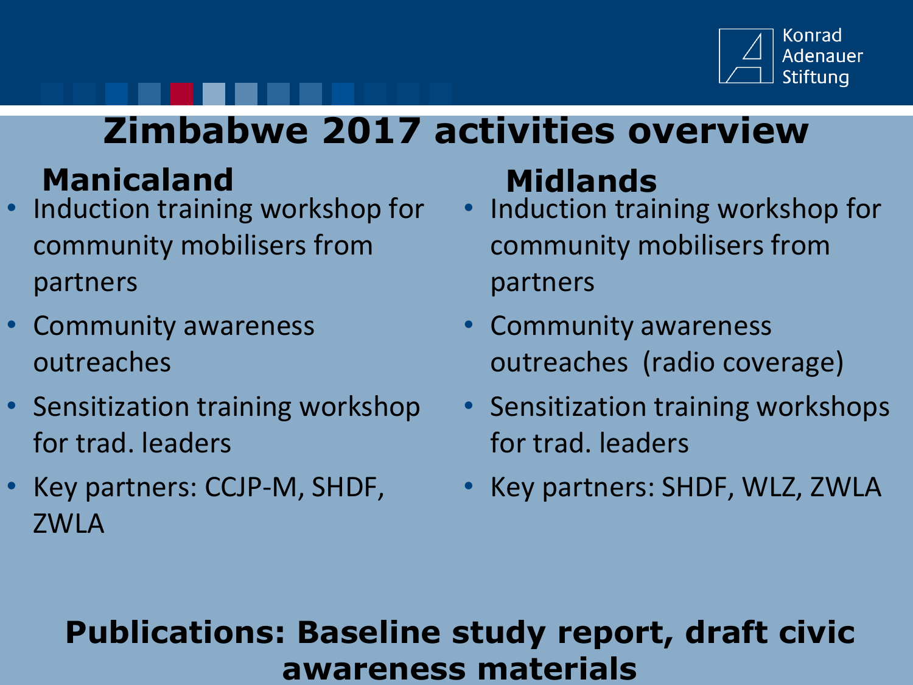# Zimbabwe 2017 activities overview

## Manicaland

- Induction training workshop for community mobilisers from partners
- Community awareness outreaches
- Sensitization training workshop for trad. leaders
- Key partners: CCJP-M, SHDF, ZWLA

## Midlands

- Induction training workshop for community mobilisers from partners
- Community awareness outreaches (radio coverage)
- Sensitization training workshops for trad. leaders
- Key partners: SHDF, WLZ, ZWLA

**Publications: Baseline study report, draft civic awareness materials**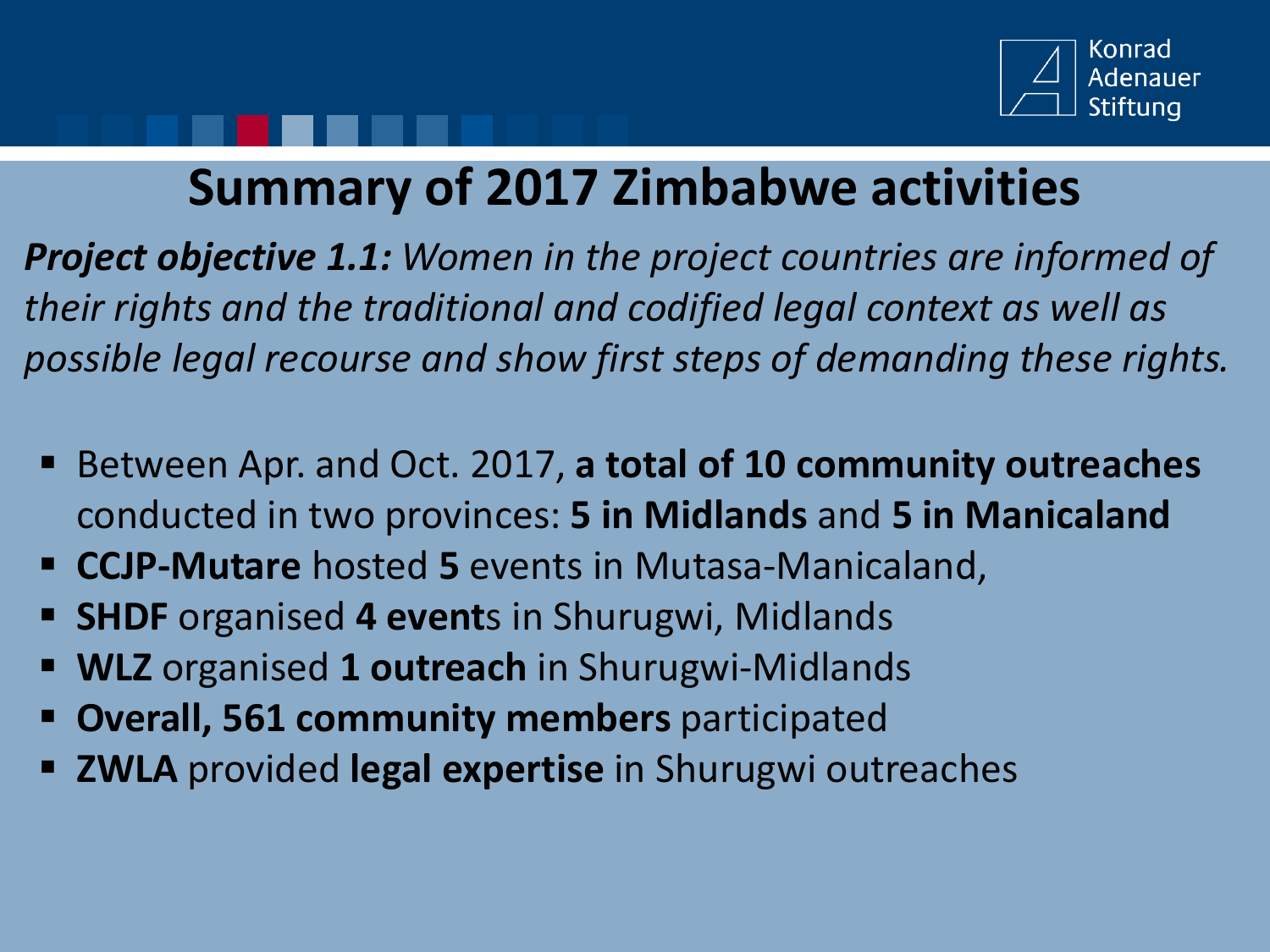# Summary of 2017 Zimbabwe activities

***Project objective 1.1:*** *Women in the project countries are informed of their rights and the traditional and codified legal context as well as possible legal recourse and show first steps of demanding these rights.*

- Between Apr. and Oct. 2017, **a total of 10 community outreaches** conducted in two provinces: **5 in Midlands** and **5 in Manicaland**
- **CCJP-Mutare** hosted **5** events in Mutasa-Manicaland,
- **SHDF** organised **4 event**s in Shurugwi, Midlands
- **WLZ** organised **1 outreach** in Shurugwi-Midlands
- **Overall, 561 community members** participated
- **ZWLA** provided **legal expertise** in Shurugwi outreaches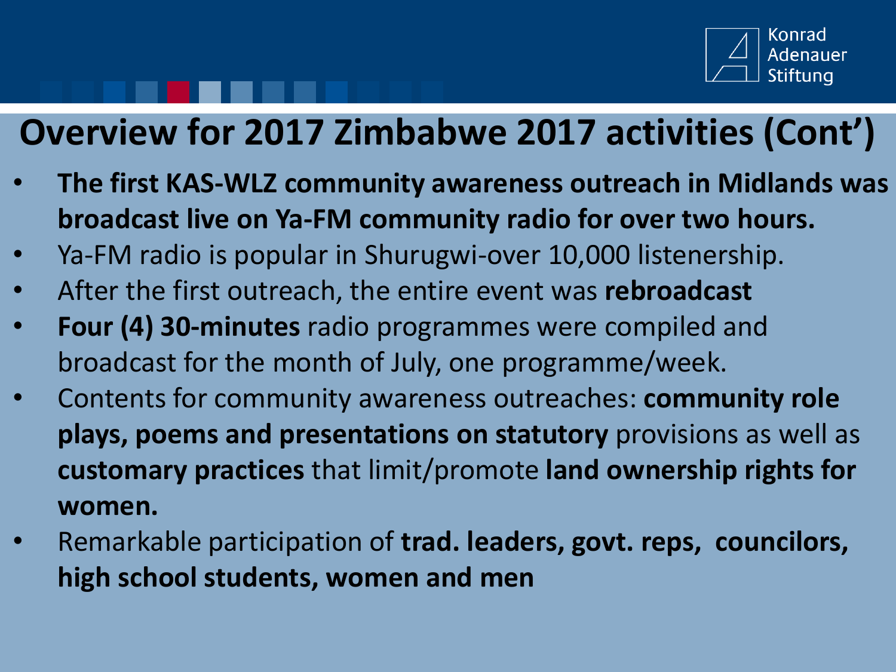# Overview for 2017 Zimbabwe 2017 activities (Cont')

- **The first KAS-WLZ community awareness outreach in Midlands was broadcast live on Ya-FM community radio for over two hours.**
- Ya-FM radio is popular in Shurugwi-over 10,000 listenership.
- After the first outreach, the entire event was **rebroadcast**
- **Four (4) 30-minutes** radio programmes were compiled and broadcast for the month of July, one programme/week.
- Contents for community awareness outreaches: **community role plays, poems and presentations on statutory** provisions as well as **customary practices** that limit/promote **land ownership rights for women.**
- Remarkable participation of **trad. leaders, govt. reps, councilors, high school students, women and men**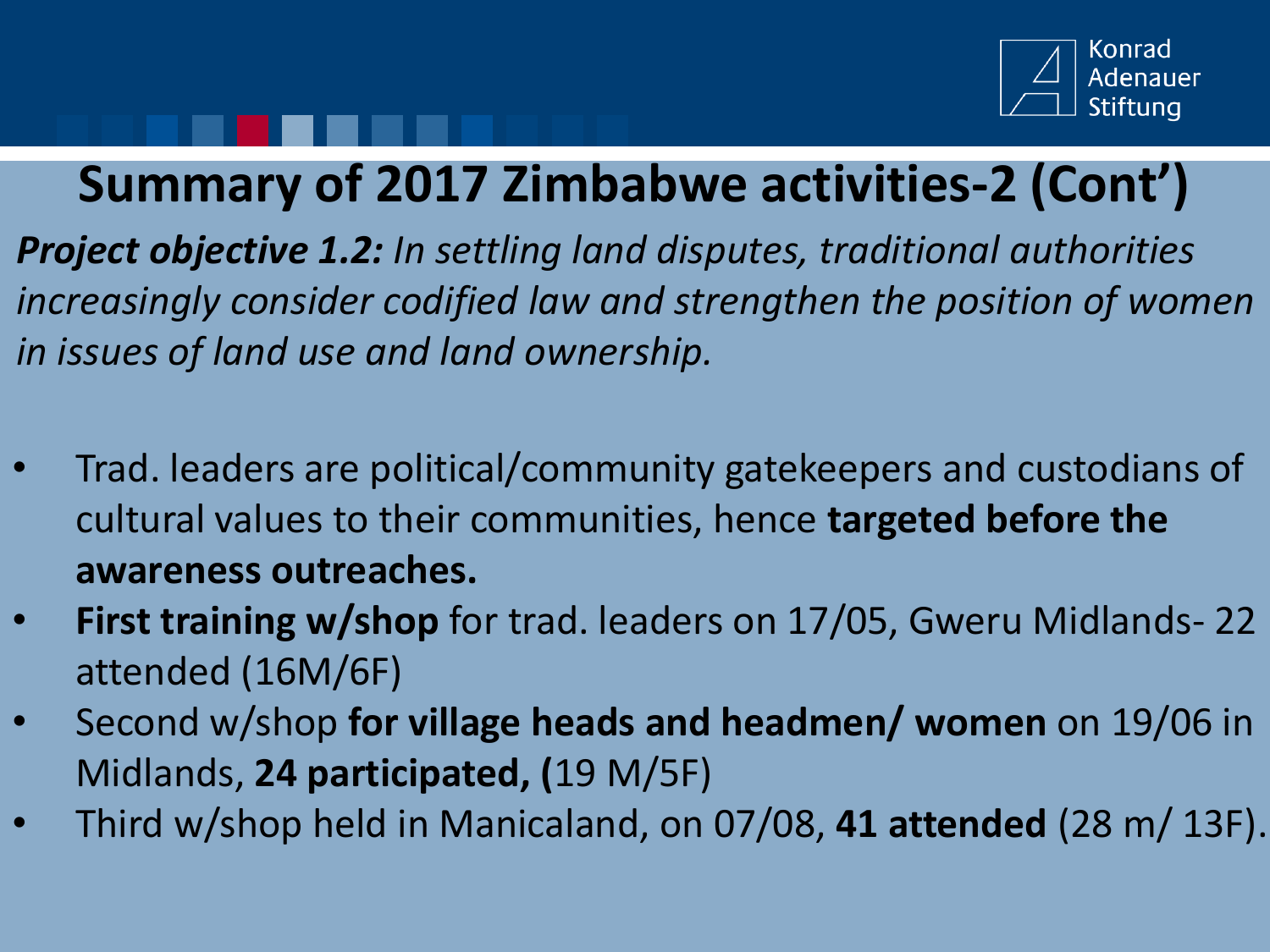# Summary of 2017 Zimbabwe activities-2 (Cont')

***Project objective 1.2:*** *In settling land disputes, traditional authorities increasingly consider codified law and strengthen the position of women in issues of land use and land ownership.*

- Trad. leaders are political/community gatekeepers and custodians of cultural values to their communities, hence **targeted before the awareness outreaches.**
- **First training w/shop** for trad. leaders on 17/05, Gweru Midlands- 22 attended (16M/6F)
- Second w/shop **for village heads and headmen/ women** on 19/06 in Midlands, **24 participated, (**19 M/5F)
- Third w/shop held in Manicaland, on 07/08, **41 attended** (28 m/ 13F).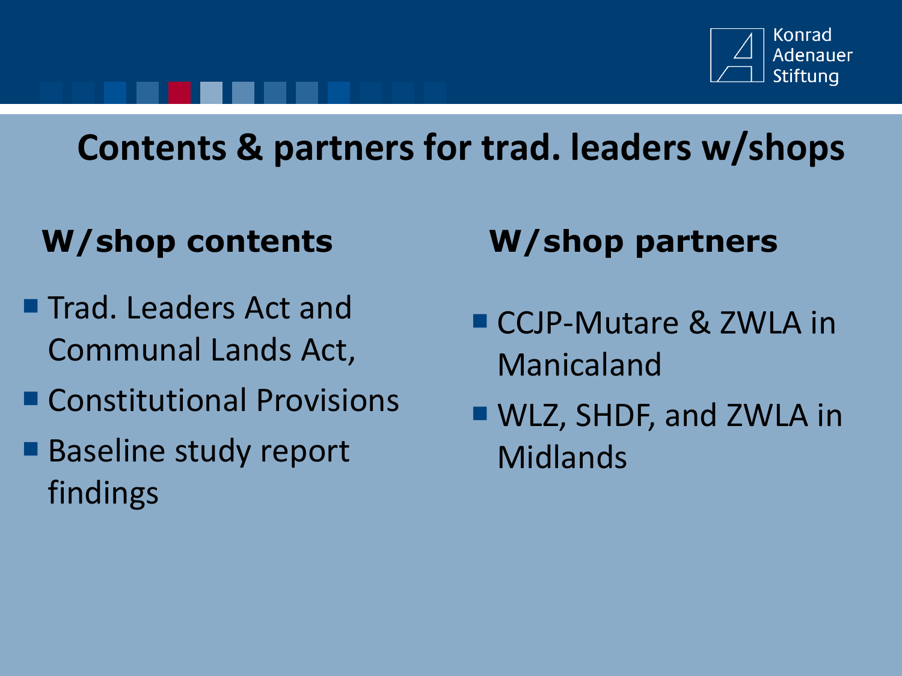# Contents & partners for trad. leaders w/shops

## W/shop contents

- Trad. Leaders Act and Communal Lands Act,
- Constitutional Provisions
- Baseline study report findings

## W/shop partners

- CCJP-Mutare & ZWLA in Manicaland
- WLZ, SHDF, and ZWLA in Midlands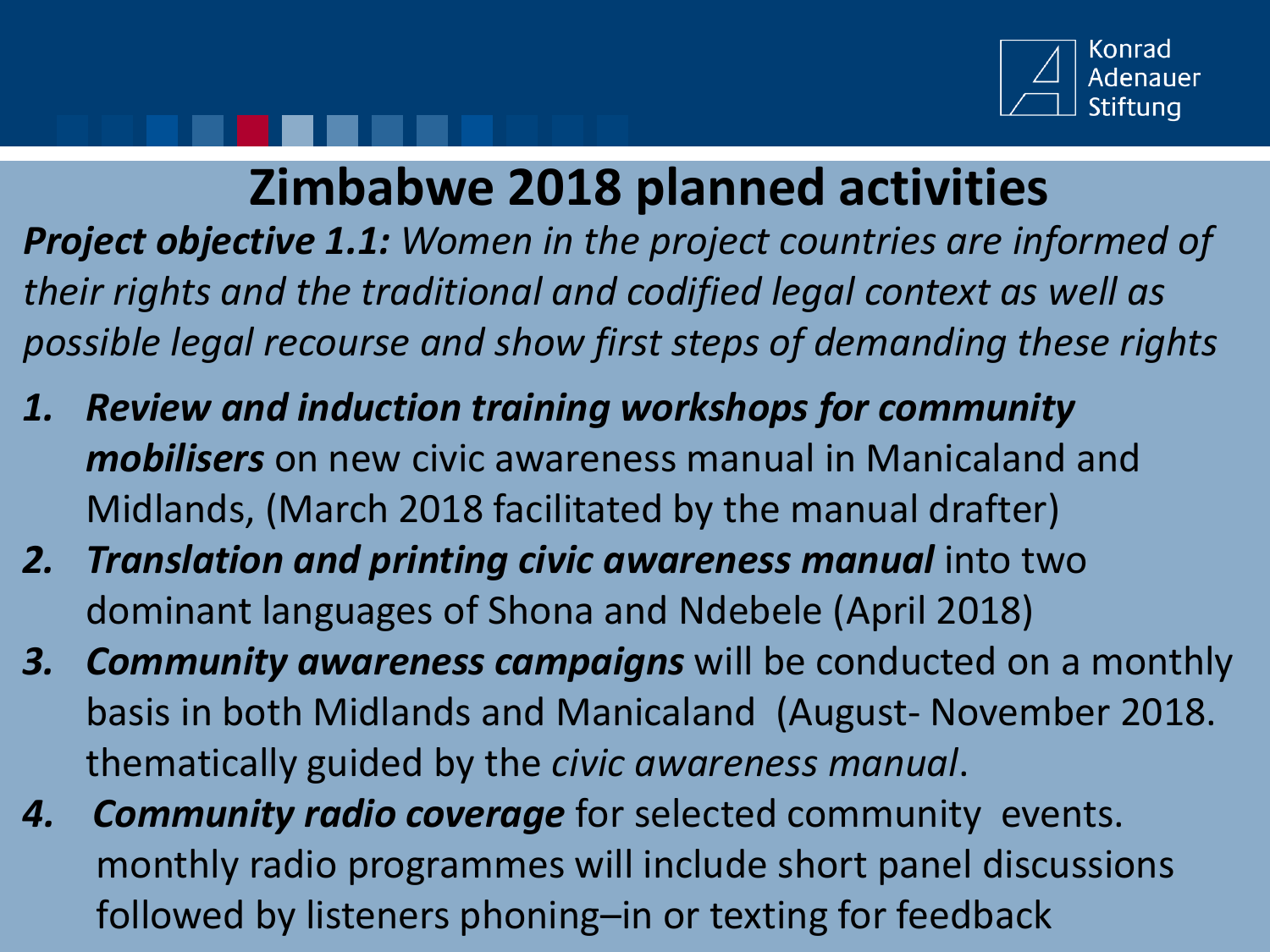# Zimbabwe 2018 planned activities

***Project objective 1.1:*** *Women in the project countries are informed of their rights and the traditional and codified legal context as well as possible legal recourse and show first steps of demanding these rights*

1. ***Review and induction training workshops for community mobilisers*** on new civic awareness manual in Manicaland and Midlands, (March 2018 facilitated by the manual drafter)
2. ***Translation and printing civic awareness manual*** into two dominant languages of Shona and Ndebele (April 2018)
3. ***Community awareness campaigns*** will be conducted on a monthly basis in both Midlands and Manicaland (August- November 2018. thematically guided by the *civic awareness manual*.
4. ***Community radio coverage*** for selected community events. monthly radio programmes will include short panel discussions followed by listeners phoning–in or texting for feedback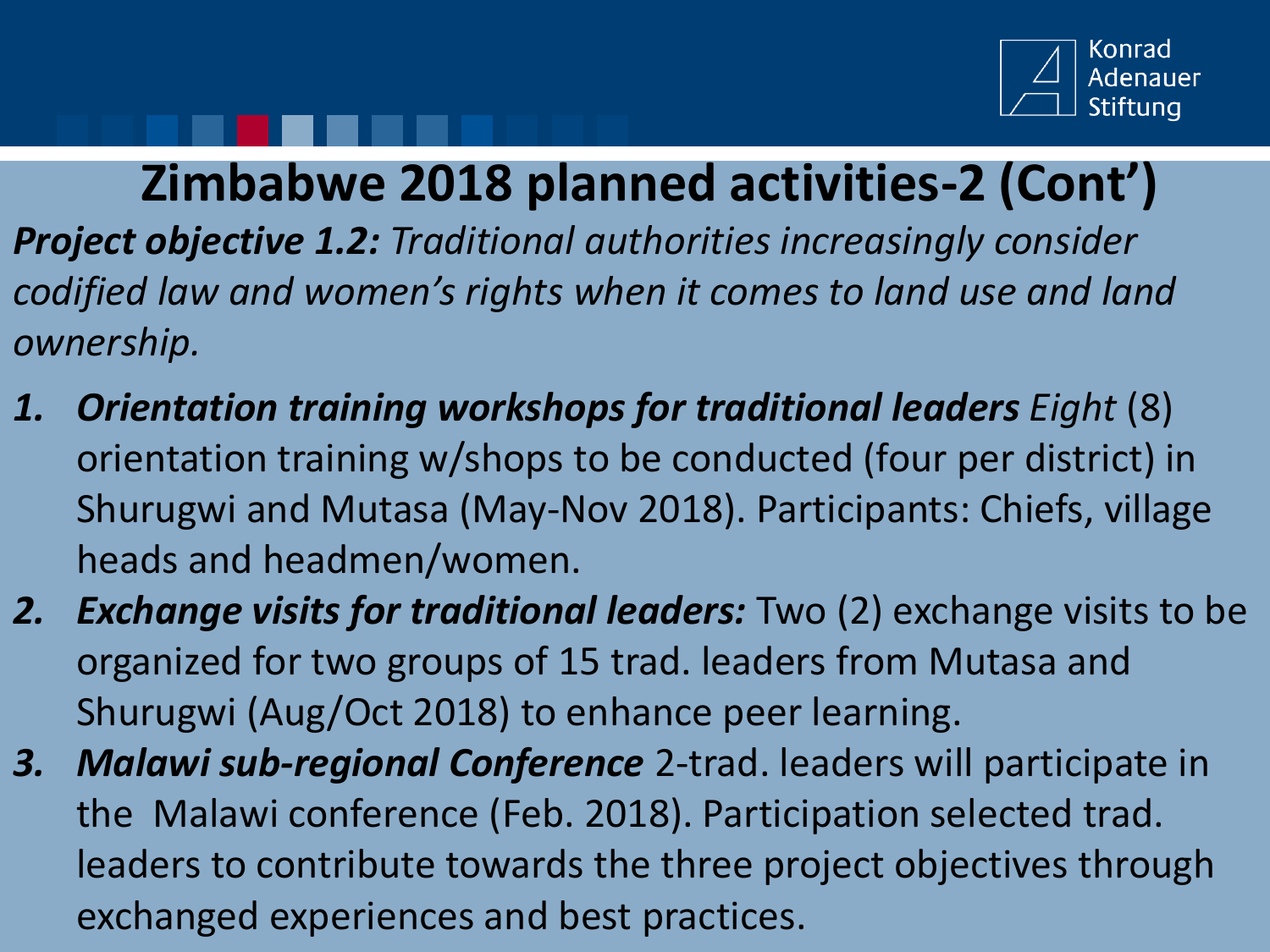# Zimbabwe 2018 planned activities-2 (Cont')

***Project objective 1.2:*** *Traditional authorities increasingly consider codified law and women's rights when it comes to land use and land ownership.*

1. ***Orientation training workshops for traditional leaders*** *Eight* (8) orientation training w/shops to be conducted (four per district) in Shurugwi and Mutasa (May-Nov 2018). Participants: Chiefs, village heads and headmen/women.
2. ***Exchange visits for traditional leaders:*** Two (2) exchange visits to be organized for two groups of 15 trad. leaders from Mutasa and Shurugwi (Aug/Oct 2018) to enhance peer learning.
3. ***Malawi sub-regional Conference*** 2-trad. leaders will participate in the Malawi conference (Feb. 2018). Participation selected trad. leaders to contribute towards the three project objectives through exchanged experiences and best practices.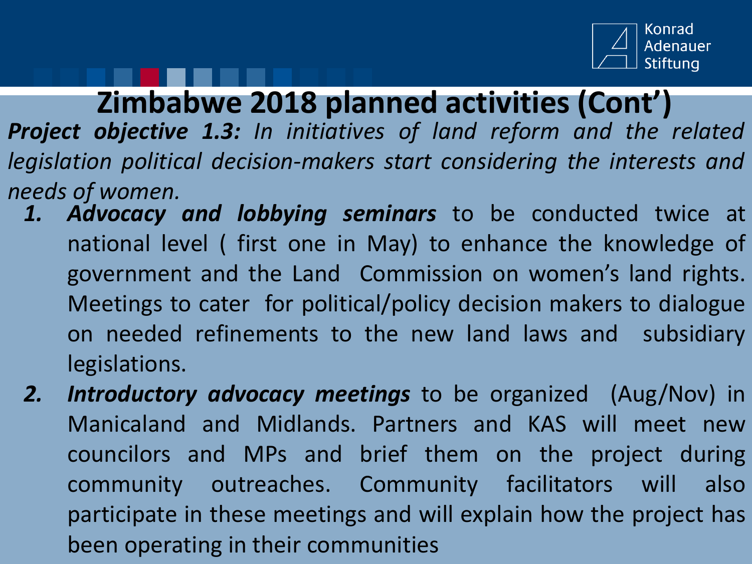# Zimbabwe 2018 planned activities (Cont')

***Project objective 1.3:*** *In initiatives of land reform and the related legislation political decision-makers start considering the interests and needs of women.*

1. ***Advocacy and lobbying seminars*** to be conducted twice at national level ( first one in May) to enhance the knowledge of government and the Land Commission on women's land rights. Meetings to cater for political/policy decision makers to dialogue on needed refinements to the new land laws and subsidiary legislations.
2. ***Introductory advocacy meetings*** to be organized (Aug/Nov) in Manicaland and Midlands. Partners and KAS will meet new councilors and MPs and brief them on the project during community outreaches. Community facilitators will also participate in these meetings and will explain how the project has been operating in their communities